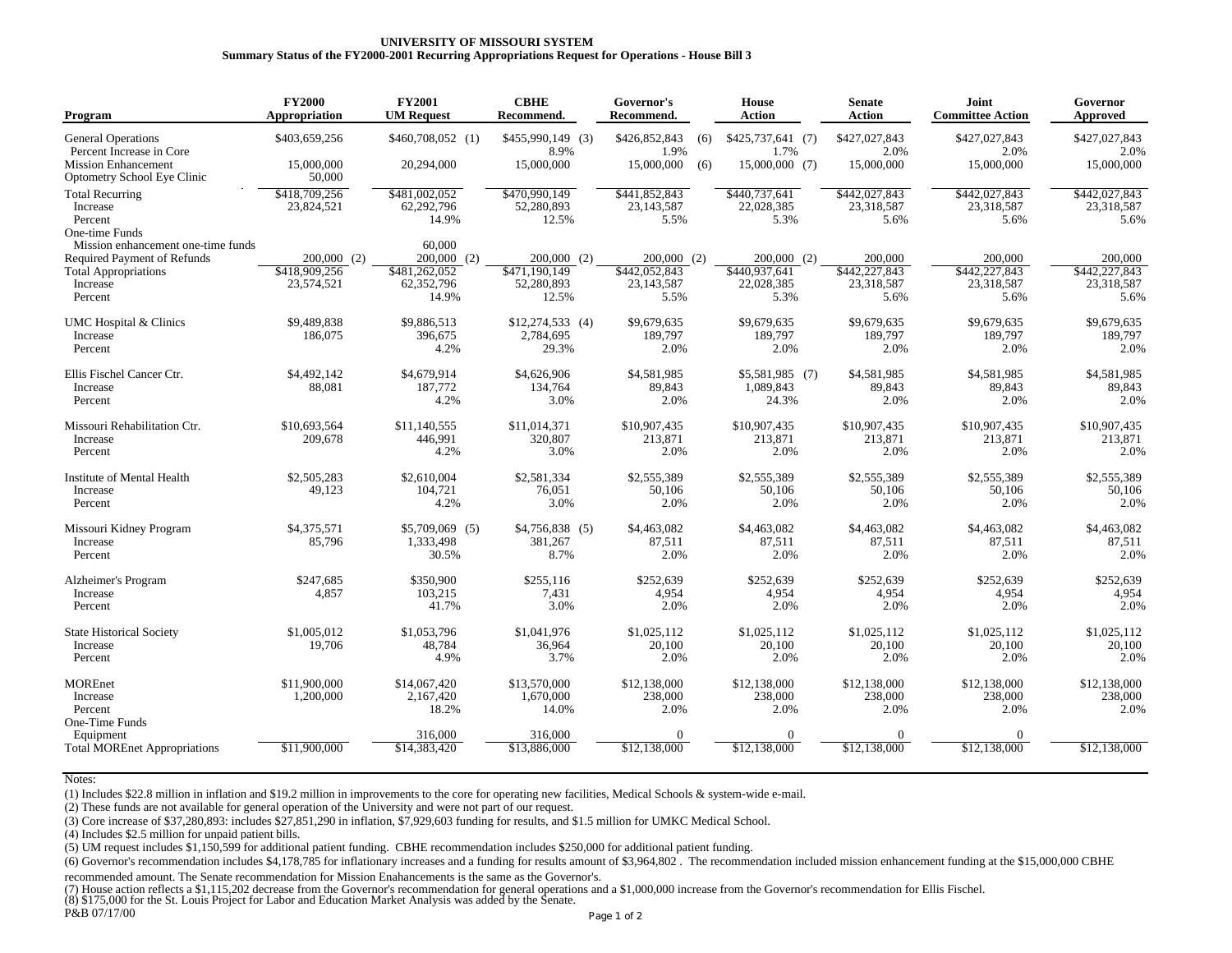**UNIVERSITY OF MISSOURI SYSTEM**
**Summary Status of the FY2000-2001 Recurring Appropriations Request for Operations - House Bill 3**

| Program | FY2000 Appropriation | FY2001 UM Request | CBHE Recommend. | Governor's Recommend. | House Action | Senate Action | Joint Committee Action | Governor Approved |
|---|---|---|---|---|---|---|---|---|
| General Operations | $403,659,256 | $460,708,052 (1) | $455,990,149 (3) | $426,852,843 (6) | $425,737,641 (7) | $427,027,843 | $427,027,843 | $427,027,843 |
| Percent Increase in Core | | | 8.9% | 1.9% | 1.7% | 2.0% | 2.0% | 2.0% |
| Mission Enhancement | 15,000,000 | 20,294,000 | 15,000,000 | 15,000,000 (6) | 15,000,000 (7) | 15,000,000 | 15,000,000 | 15,000,000 |
| Optometry School Eye Clinic | 50,000 | | | | | | | |
| Total Recurring | $418,709,256 | $481,002,052 | $470,990,149 | $441,852,843 | $440,737,641 | $442,027,843 | $442,027,843 | $442,027,843 |
| Increase | 23,824,521 | 62,292,796 | 52,280,893 | 23,143,587 | 22,028,385 | 23,318,587 | 23,318,587 | 23,318,587 |
| Percent | | 14.9% | 12.5% | 5.5% | 5.3% | 5.6% | 5.6% | 5.6% |
| One-time Funds | | | | | | | | |
| Mission enhancement one-time funds | | 60,000 | | | | | | |
| Required Payment of Refunds | 200,000 (2) | 200,000 (2) | 200,000 (2) | 200,000 (2) | 200,000 (2) | 200,000 | 200,000 | 200,000 |
| Total Appropriations | $418,909,256 | $481,262,052 | $471,190,149 | $442,052,843 | $440,937,641 | $442,227,843 | $442,227,843 | $442,227,843 |
| Increase | 23,574,521 | 62,352,796 | 52,280,893 | 23,143,587 | 22,028,385 | 23,318,587 | 23,318,587 | 23,318,587 |
| Percent | | 14.9% | 12.5% | 5.5% | 5.3% | 5.6% | 5.6% | 5.6% |
| UMC Hospital & Clinics | $9,489,838 | $9,886,513 | $12,274,533 (4) | $9,679,635 | $9,679,635 | $9,679,635 | $9,679,635 | $9,679,635 |
| Increase | 186,075 | 396,675 | 2,784,695 | 189,797 | 189,797 | 189,797 | 189,797 | 189,797 |
| Percent | | 4.2% | 29.3% | 2.0% | 2.0% | 2.0% | 2.0% | 2.0% |
| Ellis Fischel Cancer Ctr. | $4,492,142 | $4,679,914 | $4,626,906 | $4,581,985 | $5,581,985 (7) | $4,581,985 | $4,581,985 | $4,581,985 |
| Increase | 88,081 | 187,772 | 134,764 | 89,843 | 1,089,843 | 89,843 | 89,843 | 89,843 |
| Percent | | 4.2% | 3.0% | 2.0% | 24.3% | 2.0% | 2.0% | 2.0% |
| Missouri Rehabilitation Ctr. | $10,693,564 | $11,140,555 | $11,014,371 | $10,907,435 | $10,907,435 | $10,907,435 | $10,907,435 | $10,907,435 |
| Increase | 209,678 | 446,991 | 320,807 | 213,871 | 213,871 | 213,871 | 213,871 | 213,871 |
| Percent | | 4.2% | 3.0% | 2.0% | 2.0% | 2.0% | 2.0% | 2.0% |
| Institute of Mental Health | $2,505,283 | $2,610,004 | $2,581,334 | $2,555,389 | $2,555,389 | $2,555,389 | $2,555,389 | $2,555,389 |
| Increase | 49,123 | 104,721 | 76,051 | 50,106 | 50,106 | 50,106 | 50,106 | 50,106 |
| Percent | | 4.2% | 3.0% | 2.0% | 2.0% | 2.0% | 2.0% | 2.0% |
| Missouri Kidney Program | $4,375,571 | $5,709,069 (5) | $4,756,838 (5) | $4,463,082 | $4,463,082 | $4,463,082 | $4,463,082 | $4,463,082 |
| Increase | 85,796 | 1,333,498 | 381,267 | 87,511 | 87,511 | 87,511 | 87,511 | 87,511 |
| Percent | | 30.5% | 8.7% | 2.0% | 2.0% | 2.0% | 2.0% | 2.0% |
| Alzheimer's Program | $247,685 | $350,900 | $255,116 | $252,639 | $252,639 | $252,639 | $252,639 | $252,639 |
| Increase | 4,857 | 103,215 | 7,431 | 4,954 | 4,954 | 4,954 | 4,954 | 4,954 |
| Percent | | 41.7% | 3.0% | 2.0% | 2.0% | 2.0% | 2.0% | 2.0% |
| State Historical Society | $1,005,012 | $1,053,796 | $1,041,976 | $1,025,112 | $1,025,112 | $1,025,112 | $1,025,112 | $1,025,112 |
| Increase | 19,706 | 48,784 | 36,964 | 20,100 | 20,100 | 20,100 | 20,100 | 20,100 |
| Percent | | 4.9% | 3.7% | 2.0% | 2.0% | 2.0% | 2.0% | 2.0% |
| MOREnet | $11,900,000 | $14,067,420 | $13,570,000 | $12,138,000 | $12,138,000 | $12,138,000 | $12,138,000 | $12,138,000 |
| Increase | 1,200,000 | 2,167,420 | 1,670,000 | 238,000 | 238,000 | 238,000 | 238,000 | 238,000 |
| Percent | | 18.2% | 14.0% | 2.0% | 2.0% | 2.0% | 2.0% | 2.0% |
| One-Time Funds | | | | | | | | |
| Equipment | | 316,000 | 316,000 | 0 | 0 | 0 | 0 | |
| Total MOREnet Appropriations | $11,900,000 | $14,383,420 | $13,886,000 | $12,138,000 | $12,138,000 | $12,138,000 | $12,138,000 | $12,138,000 |

Notes:

(1) Includes $22.8 million in inflation and $19.2 million in improvements to the core for operating new facilities, Medical Schools & system-wide e-mail.
(2) These funds are not available for general operation of the University and were not part of our request.
(3) Core increase of $37,280,893: includes $27,851,290 in inflation, $7,929,603 funding for results, and $1.5 million for UMKC Medical School.
(4) Includes $2.5 million for unpaid patient bills.
(5) UM request includes $1,150,599 for additional patient funding. CBHE recommendation includes $250,000 for additional patient funding.
(6) Governor's recommendation includes $4,178,785 for inflationary increases and a funding for results amount of $3,964,802 . The recommendation included mission enhancement funding at the $15,000,000 CBHE recommended amount. The Senate recommendation for Mission Enahancements is the same as the Governor's.
(7) House action reflects a $1,115,202 decrease from the Governor's recommendation for general operations and a $1,000,000 increase from the Governor's recommendation for Ellis Fischel.
(8) $175,000 for the St. Louis Project for Labor and Education Market Analysis was added by the Senate.

P&B 07/17/00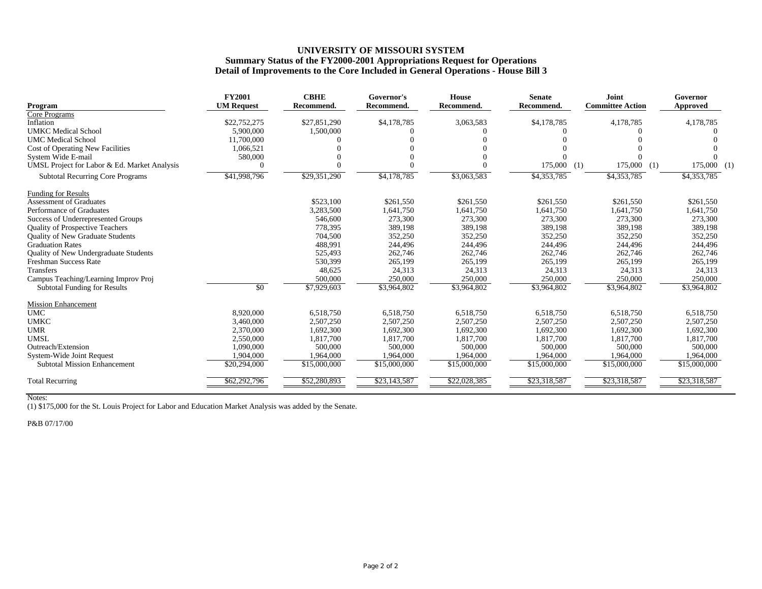# UNIVERSITY OF MISSOURI SYSTEM
## Summary Status of the FY2000-2001 Appropriations Request for Operations
## Detail of Improvements to the Core Included in General Operations - House Bill 3

| Program | FY2001 UM Request | CBHE Recommend. | Governor's Recommend. | House Recommend. | Senate Recommend. | Joint Committee Action | Governor Approved |
|---|---|---|---|---|---|---|---|
| Core Programs | | | | | | | |
| Inflation | $22,752,275 | $27,851,290 | $4,178,785 | 3,063,583 | $4,178,785 | 4,178,785 | 4,178,785 |
| UMKC Medical School | 5,900,000 | 1,500,000 | 0 | 0 | 0 | 0 | 0 |
| UMC Medical School | 11,700,000 | 0 | 0 | 0 | 0 | 0 | 0 |
| Cost of Operating New Facilities | 1,066,521 | 0 | 0 | 0 | 0 | 0 | 0 |
| System Wide E-mail | 580,000 | 0 | 0 | 0 | 0 | 0 | 0 |
| UMSL Project for Labor & Ed. Market Analysis | 0 | 0 | 0 | 0 | 175,000 (1) | 175,000 (1) | 175,000 (1) |
| Subtotal Recurring Core Programs | $41,998,796 | $29,351,290 | $4,178,785 | $3,063,583 | $4,353,785 | $4,353,785 | $4,353,785 |
| Funding for Results | | | | | | | |
| Assessment of Graduates | | $523,100 | $261,550 | $261,550 | $261,550 | $261,550 | $261,550 |
| Performance of Graduates | | 3,283,500 | 1,641,750 | 1,641,750 | 1,641,750 | 1,641,750 | 1,641,750 |
| Success of Underrepresented Groups | | 546,600 | 273,300 | 273,300 | 273,300 | 273,300 | 273,300 |
| Quality of Prospective Teachers | | 778,395 | 389,198 | 389,198 | 389,198 | 389,198 | 389,198 |
| Quality of New Graduate Students | | 704,500 | 352,250 | 352,250 | 352,250 | 352,250 | 352,250 |
| Graduation Rates | | 488,991 | 244,496 | 244,496 | 244,496 | 244,496 | 244,496 |
| Quality of New Undergraduate Students | | 525,493 | 262,746 | 262,746 | 262,746 | 262,746 | 262,746 |
| Freshman Success Rate | | 530,399 | 265,199 | 265,199 | 265,199 | 265,199 | 265,199 |
| Transfers | | 48,625 | 24,313 | 24,313 | 24,313 | 24,313 | 24,313 |
| Campus Teaching/Learning Improv Proj | | 500,000 | 250,000 | 250,000 | 250,000 | 250,000 | 250,000 |
| Subtotal Funding for Results | $0 | $7,929,603 | $3,964,802 | $3,964,802 | $3,964,802 | $3,964,802 | $3,964,802 |
| Mission Enhancement | | | | | | | |
| UMC | 8,920,000 | 6,518,750 | 6,518,750 | 6,518,750 | 6,518,750 | 6,518,750 | 6,518,750 |
| UMKC | 3,460,000 | 2,507,250 | 2,507,250 | 2,507,250 | 2,507,250 | 2,507,250 | 2,507,250 |
| UMR | 2,370,000 | 1,692,300 | 1,692,300 | 1,692,300 | 1,692,300 | 1,692,300 | 1,692,300 |
| UMSL | 2,550,000 | 1,817,700 | 1,817,700 | 1,817,700 | 1,817,700 | 1,817,700 | 1,817,700 |
| Outreach/Extension | 1,090,000 | 500,000 | 500,000 | 500,000 | 500,000 | 500,000 | 500,000 |
| System-Wide Joint Request | 1,904,000 | 1,964,000 | 1,964,000 | 1,964,000 | 1,964,000 | 1,964,000 | 1,964,000 |
| Subtotal Mission Enhancement | $20,294,000 | $15,000,000 | $15,000,000 | $15,000,000 | $15,000,000 | $15,000,000 | $15,000,000 |
| Total Recurring | $62,292,796 | $52,280,893 | $23,143,587 | $22,028,385 | $23,318,587 | $23,318,587 | $23,318,587 |

Notes:
(1) $175,000 for the St. Louis Project for Labor and Education Market Analysis was added by the Senate.

P&B 07/17/00